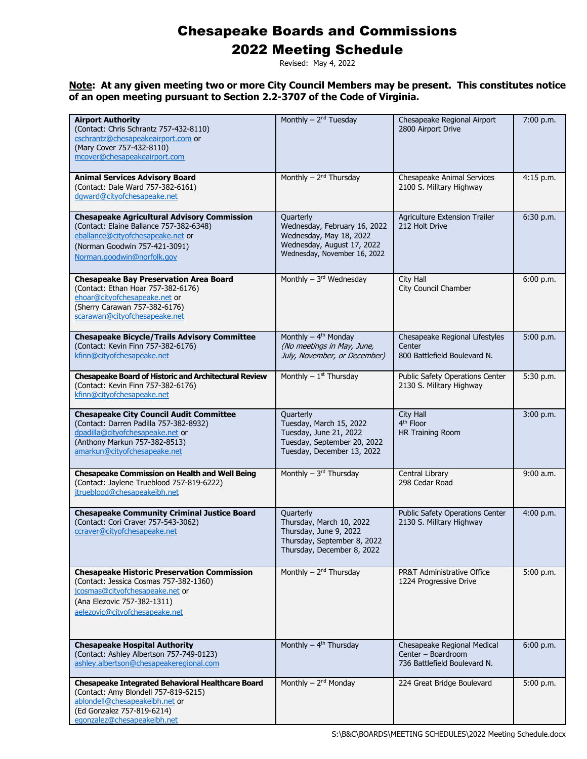# Chesapeake Boards and Commissions
# 2022 Meeting Schedule

Revised: May 4, 2022

**Note: At any given meeting two or more City Council Members may be present. This constitutes notice of an open meeting pursuant to Section 2.2-3707 of the Code of Virginia.**

| Board/Commission | Schedule | Location | Time |
|---|---|---|---|
| **Airport Authority**<br>(Contact: Chris Schrantz 757-432-8110)<br>cschrantz@chesapeakeairport.com or<br>(Mary Cover 757-432-8110)<br>mcover@chesapeakeairport.com | Monthly – 2nd Tuesday | Chesapeake Regional Airport<br>2800 Airport Drive | 7:00 p.m. |
| **Animal Services Advisory Board**<br>(Contact: Dale Ward 757-382-6161)<br>dgward@cityofchesapeake.net | Monthly – 2nd Thursday | Chesapeake Animal Services<br>2100 S. Military Highway | 4:15 p.m. |
| **Chesapeake Agricultural Advisory Commission**<br>(Contact: Elaine Ballance 757-382-6348)<br>eballance@cityofchesapeake.net or<br>(Norman Goodwin 757-421-3091)<br>Norman.goodwin@norfolk.gov | Quarterly<br>Wednesday, February 16, 2022<br>Wednesday, May 18, 2022<br>Wednesday, August 17, 2022<br>Wednesday, November 16, 2022 | Agriculture Extension Trailer<br>212 Holt Drive | 6:30 p.m. |
| **Chesapeake Bay Preservation Area Board**<br>(Contact: Ethan Hoar 757-382-6176)<br>ehoar@cityofchesapeake.net or<br>(Sherry Carawan 757-382-6176)<br>scarawan@cityofchesapeake.net | Monthly – 3rd Wednesday | City Hall<br>City Council Chamber | 6:00 p.m. |
| **Chesapeake Bicycle/Trails Advisory Committee**<br>(Contact: Kevin Finn 757-382-6176)<br>kfinn@cityofchesapeake.net | Monthly – 4th Monday<br>*(No meetings in May, June, July, November, or December)* | Chesapeake Regional Lifestyles Center<br>800 Battlefield Boulevard N. | 5:00 p.m. |
| **Chesapeake Board of Historic and Architectural Review**<br>(Contact: Kevin Finn 757-382-6176)<br>kfinn@cityofchesapeake.net | Monthly – 1st Thursday | Public Safety Operations Center<br>2130 S. Military Highway | 5:30 p.m. |
| **Chesapeake City Council Audit Committee**<br>(Contact: Darren Padilla 757-382-8932)<br>dpadilla@cityofchesapeake.net or<br>(Anthony Markun 757-382-8513)<br>amarkun@cityofchesapeake.net | Quarterly<br>Tuesday, March 15, 2022<br>Tuesday, June 21, 2022<br>Tuesday, September 20, 2022<br>Tuesday, December 13, 2022 | City Hall<br>4th Floor<br>HR Training Room | 3:00 p.m. |
| **Chesapeake Commission on Health and Well Being**<br>(Contact: Jaylene Trueblood 757-819-6222)<br>jtrueblood@chesapeakeibh.net | Monthly – 3rd Thursday | Central Library<br>298 Cedar Road | 9:00 a.m. |
| **Chesapeake Community Criminal Justice Board**<br>(Contact: Cori Craver 757-543-3062)<br>ccraver@cityofchesapeake.net | Quarterly<br>Thursday, March 10, 2022<br>Thursday, June 9, 2022<br>Thursday, September 8, 2022<br>Thursday, December 8, 2022 | Public Safety Operations Center<br>2130 S. Military Highway | 4:00 p.m. |
| **Chesapeake Historic Preservation Commission**<br>(Contact: Jessica Cosmas 757-382-1360)<br>jcosmas@cityofchesapeake.net or<br>(Ana Elezovic 757-382-1311)<br>aelezovic@cityofchesapeake.net | Monthly – 2nd Thursday | PR&T Administrative Office<br>1224 Progressive Drive | 5:00 p.m. |
| **Chesapeake Hospital Authority**<br>(Contact: Ashley Albertson 757-749-0123)<br>ashley.albertson@chesapeakeregional.com | Monthly – 4th Thursday | Chesapeake Regional Medical Center – Boardroom<br>736 Battlefield Boulevard N. | 6:00 p.m. |
| **Chesapeake Integrated Behavioral Healthcare Board**<br>(Contact: Amy Blondell 757-819-6215)<br>ablondell@chesapeakeibh.net or<br>(Ed Gonzalez 757-819-6214)<br>egonzalez@chesapeakeibh.net | Monthly – 2nd Monday | 224 Great Bridge Boulevard | 5:00 p.m. |

S:\B&C\BOARDS\MEETING SCHEDULES\2022 Meeting Schedule.docx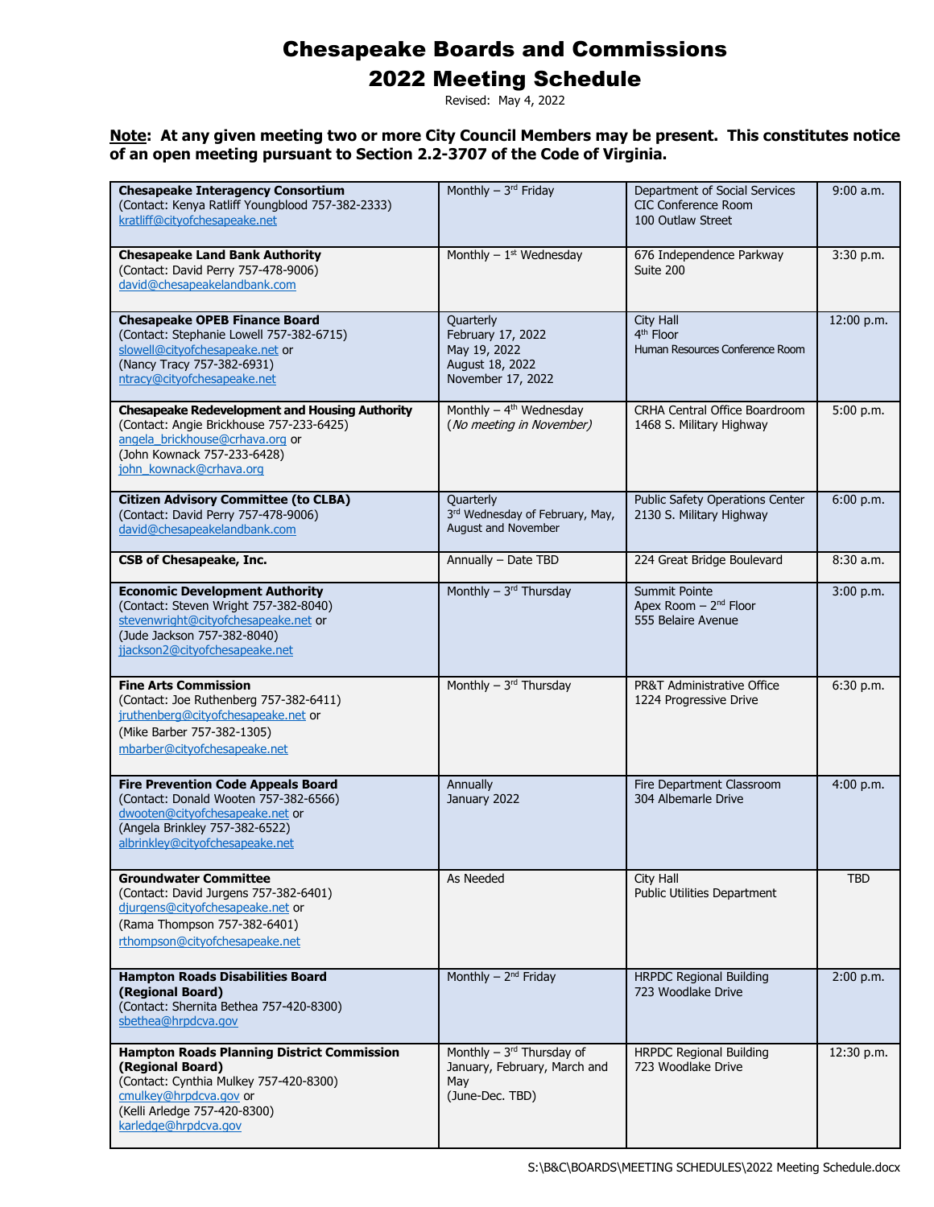# Chesapeake Boards and Commissions
# 2022 Meeting Schedule

Revised: May 4, 2022

**Note: At any given meeting two or more City Council Members may be present. This constitutes notice of an open meeting pursuant to Section 2.2-3707 of the Code of Virginia.**

| Board/Commission | Schedule | Location | Time |
|---|---|---|---|
| **Chesapeake Interagency Consortium**<br>(Contact: Kenya Ratliff Youngblood 757-382-2333)<br>kratliff@cityofchesapeake.net | Monthly – 3rd Friday | Department of Social Services<br>CIC Conference Room<br>100 Outlaw Street | 9:00 a.m. |
| **Chesapeake Land Bank Authority**<br>(Contact: David Perry 757-478-9006)<br>david@chesapeakelandbank.com | Monthly – 1st Wednesday | 676 Independence Parkway<br>Suite 200 | 3:30 p.m. |
| **Chesapeake OPEB Finance Board**<br>(Contact: Stephanie Lowell 757-382-6715)<br>slowell@cityofchesapeake.net or<br>(Nancy Tracy 757-382-6931)<br>ntracy@cityofchesapeake.net | Quarterly<br>February 17, 2022<br>May 19, 2022<br>August 18, 2022<br>November 17, 2022 | City Hall<br>4th Floor<br>Human Resources Conference Room | 12:00 p.m. |
| **Chesapeake Redevelopment and Housing Authority**<br>(Contact: Angie Brickhouse 757-233-6425)<br>angela_brickhouse@crhava.org or<br>(John Kownack 757-233-6428)<br>john_kownack@crhava.org | Monthly – 4th Wednesday<br>(*No meeting in November*) | CRHA Central Office Boardroom<br>1468 S. Military Highway | 5:00 p.m. |
| **Citizen Advisory Committee (to CLBA)**<br>(Contact: David Perry 757-478-9006)<br>david@chesapeakelandbank.com | Quarterly<br>3rd Wednesday of February, May, August and November | Public Safety Operations Center<br>2130 S. Military Highway | 6:00 p.m. |
| **CSB of Chesapeake, Inc.** | Annually – Date TBD | 224 Great Bridge Boulevard | 8:30 a.m. |
| **Economic Development Authority**<br>(Contact: Steven Wright 757-382-8040)<br>stevenwright@cityofchesapeake.net or<br>(Jude Jackson 757-382-8040)<br>jjackson2@cityofchesapeake.net | Monthly – 3rd Thursday | Summit Pointe<br>Apex Room – 2nd Floor<br>555 Belaire Avenue | 3:00 p.m. |
| **Fine Arts Commission**<br>(Contact: Joe Ruthenberg 757-382-6411)<br>jruthenberg@cityofchesapeake.net or<br>(Mike Barber 757-382-1305)<br>mbarber@cityofchesapeake.net | Monthly – 3rd Thursday | PR&T Administrative Office<br>1224 Progressive Drive | 6:30 p.m. |
| **Fire Prevention Code Appeals Board**<br>(Contact: Donald Wooten 757-382-6566)<br>dwooten@cityofchesapeake.net or<br>(Angela Brinkley 757-382-6522)<br>albrinkley@cityofchesapeake.net | Annually<br>January 2022 | Fire Department Classroom<br>304 Albemarle Drive | 4:00 p.m. |
| **Groundwater Committee**<br>(Contact: David Jurgens 757-382-6401)<br>djurgens@cityofchesapeake.net or<br>(Rama Thompson 757-382-6401)<br>rthompson@cityofchesapeake.net | As Needed | City Hall<br>Public Utilities Department | TBD |
| **Hampton Roads Disabilities Board (Regional Board)**<br>(Contact: Shernita Bethea 757-420-8300)<br>sbethea@hrpdcva.gov | Monthly – 2nd Friday | HRPDC Regional Building<br>723 Woodlake Drive | 2:00 p.m. |
| **Hampton Roads Planning District Commission (Regional Board)**<br>(Contact: Cynthia Mulkey 757-420-8300)<br>cmulkey@hrpdcva.gov or<br>(Kelli Arledge 757-420-8300)<br>karledge@hrpdcva.gov | Monthly – 3rd Thursday of January, February, March and May<br>(June-Dec. TBD) | HRPDC Regional Building<br>723 Woodlake Drive | 12:30 p.m. |

S:\B&C\BOARDS\MEETING SCHEDULES\2022 Meeting Schedule.docx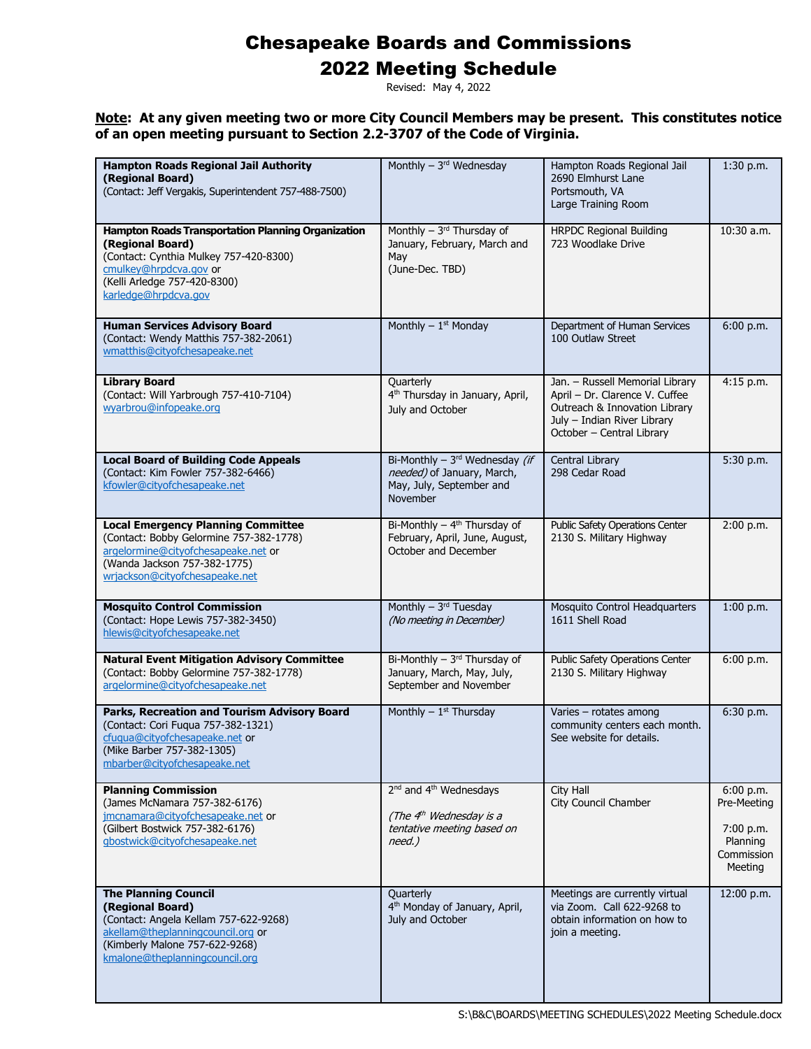# Chesapeake Boards and Commissions
# 2022 Meeting Schedule

Revised: May 4, 2022

**Note: At any given meeting two or more City Council Members may be present. This constitutes notice of an open meeting pursuant to Section 2.2-3707 of the Code of Virginia.**

| | | | |
|---|---|---|---|
| **Hampton Roads Regional Jail Authority (Regional Board)**<br>(Contact: Jeff Vergakis, Superintendent 757-488-7500) | Monthly – 3rd Wednesday | Hampton Roads Regional Jail<br>2690 Elmhurst Lane<br>Portsmouth, VA<br>Large Training Room | 1:30 p.m. |
| **Hampton Roads Transportation Planning Organization (Regional Board)**<br>(Contact: Cynthia Mulkey 757-420-8300)<br>cmulkey@hrpdcva.gov or<br>(Kelli Arledge 757-420-8300)<br>karledge@hrpdcva.gov | Monthly – 3rd Thursday of January, February, March and May<br>(June-Dec. TBD) | HRPDC Regional Building<br>723 Woodlake Drive | 10:30 a.m. |
| **Human Services Advisory Board**<br>(Contact: Wendy Matthis 757-382-2061)<br>wmatthis@cityofchesapeake.net | Monthly – 1st Monday | Department of Human Services<br>100 Outlaw Street | 6:00 p.m. |
| **Library Board**<br>(Contact: Will Yarbrough 757-410-7104)<br>wyarbrou@infopeake.org | Quarterly<br>4th Thursday in January, April, July and October | Jan. – Russell Memorial Library<br>April – Dr. Clarence V. Cuffee Outreach & Innovation Library<br>July – Indian River Library<br>October – Central Library | 4:15 p.m. |
| **Local Board of Building Code Appeals**<br>(Contact: Kim Fowler 757-382-6466)<br>kfowler@cityofchesapeake.net | Bi-Monthly – 3rd Wednesday *(if needed)* of January, March, May, July, September and November | Central Library<br>298 Cedar Road | 5:30 p.m. |
| **Local Emergency Planning Committee**<br>(Contact: Bobby Gelormine 757-382-1778)<br>argelormine@cityofchesapeake.net or<br>(Wanda Jackson 757-382-1775)<br>wrjackson@cityofchesapeake.net | Bi-Monthly – 4th Thursday of February, April, June, August, October and December | Public Safety Operations Center<br>2130 S. Military Highway | 2:00 p.m. |
| **Mosquito Control Commission**<br>(Contact: Hope Lewis 757-382-3450)<br>hlewis@cityofchesapeake.net | Monthly – 3rd Tuesday<br>*(No meeting in December)* | Mosquito Control Headquarters<br>1611 Shell Road | 1:00 p.m. |
| **Natural Event Mitigation Advisory Committee**<br>(Contact: Bobby Gelormine 757-382-1778)<br>argelormine@cityofchesapeake.net | Bi-Monthly – 3rd Thursday of January, March, May, July, September and November | Public Safety Operations Center<br>2130 S. Military Highway | 6:00 p.m. |
| **Parks, Recreation and Tourism Advisory Board**<br>(Contact: Cori Fuqua 757-382-1321)<br>cfuqua@cityofchesapeake.net or<br>(Mike Barber 757-382-1305)<br>mbarber@cityofchesapeake.net | Monthly – 1st Thursday | Varies – rotates among community centers each month. See website for details. | 6:30 p.m. |
| **Planning Commission**<br>(James McNamara 757-382-6176)<br>jmcnamara@cityofchesapeake.net or<br>(Gilbert Bostwick 757-382-6176)<br>gbostwick@cityofchesapeake.net | 2nd and 4th Wednesdays<br><br>*(The 4th Wednesday is a tentative meeting based on need.)* | City Hall<br>City Council Chamber | 6:00 p.m. Pre-Meeting<br><br>7:00 p.m. Planning Commission Meeting |
| **The Planning Council (Regional Board)**<br>(Contact: Angela Kellam 757-622-9268)<br>akellam@theplanningcouncil.org or<br>(Kimberly Malone 757-622-9268)<br>kmalone@theplanningcouncil.org | Quarterly<br>4th Monday of January, April, July and October | Meetings are currently virtual via Zoom. Call 622-9268 to obtain information on how to join a meeting. | 12:00 p.m. |

S:\B&C\BOARDS\MEETING SCHEDULES\2022 Meeting Schedule.docx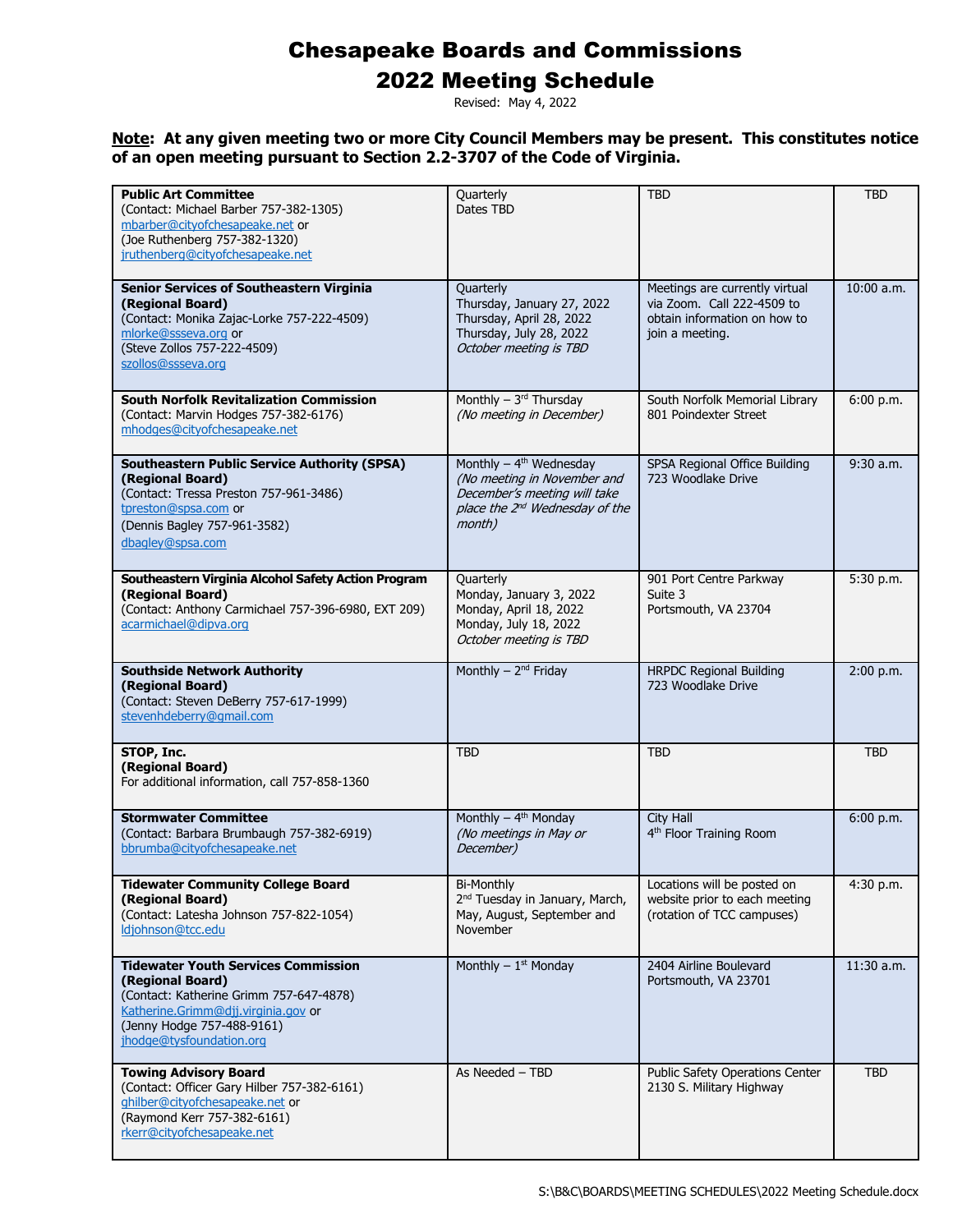# Chesapeake Boards and Commissions
# 2022 Meeting Schedule

Revised: May 4, 2022

**Note: At any given meeting two or more City Council Members may be present. This constitutes notice of an open meeting pursuant to Section 2.2-3707 of the Code of Virginia.**

| | | | |
|---|---|---|---|
| **Public Art Committee**<br>(Contact: Michael Barber 757-382-1305)<br>mbarber@cityofchesapeake.net or<br>(Joe Ruthenberg 757-382-1320)<br>jruthenberg@cityofchesapeake.net | Quarterly<br>Dates TBD | TBD | TBD |
| **Senior Services of Southeastern Virginia (Regional Board)**<br>(Contact: Monika Zajac-Lorke 757-222-4509)<br>mlorke@ssseva.org or<br>(Steve Zollos 757-222-4509)<br>szollos@ssseva.org | Quarterly<br>Thursday, January 27, 2022<br>Thursday, April 28, 2022<br>Thursday, July 28, 2022<br>*October meeting is TBD* | Meetings are currently virtual via Zoom. Call 222-4509 to obtain information on how to join a meeting. | 10:00 a.m. |
| **South Norfolk Revitalization Commission**<br>(Contact: Marvin Hodges 757-382-6176)<br>mhodges@cityofchesapeake.net | Monthly – 3rd Thursday<br>*(No meeting in December)* | South Norfolk Memorial Library<br>801 Poindexter Street | 6:00 p.m. |
| **Southeastern Public Service Authority (SPSA) (Regional Board)**<br>(Contact: Tressa Preston 757-961-3486)<br>tpreston@spsa.com or<br>(Dennis Bagley 757-961-3582)<br>dbagley@spsa.com | Monthly – 4th Wednesday<br>*(No meeting in November and December's meeting will take place the 2nd Wednesday of the month)* | SPSA Regional Office Building<br>723 Woodlake Drive | 9:30 a.m. |
| **Southeastern Virginia Alcohol Safety Action Program (Regional Board)**<br>(Contact: Anthony Carmichael 757-396-6980, EXT 209)<br>acarmichael@dipva.org | Quarterly<br>Monday, January 3, 2022<br>Monday, April 18, 2022<br>Monday, July 18, 2022<br>*October meeting is TBD* | 901 Port Centre Parkway<br>Suite 3<br>Portsmouth, VA 23704 | 5:30 p.m. |
| **Southside Network Authority (Regional Board)**<br>(Contact: Steven DeBerry 757-617-1999)<br>stevenhdeberry@gmail.com | Monthly – 2nd Friday | HRPDC Regional Building<br>723 Woodlake Drive | 2:00 p.m. |
| **STOP, Inc. (Regional Board)**<br>For additional information, call 757-858-1360 | TBD | TBD | TBD |
| **Stormwater Committee**<br>(Contact: Barbara Brumbaugh 757-382-6919)<br>bbrumba@cityofchesapeake.net | Monthly – 4th Monday<br>*(No meetings in May or December)* | City Hall<br>4th Floor Training Room | 6:00 p.m. |
| **Tidewater Community College Board (Regional Board)**<br>(Contact: Latesha Johnson 757-822-1054)<br>ldjohnson@tcc.edu | Bi-Monthly<br>2nd Tuesday in January, March, May, August, September and November | Locations will be posted on website prior to each meeting (rotation of TCC campuses) | 4:30 p.m. |
| **Tidewater Youth Services Commission (Regional Board)**<br>(Contact: Katherine Grimm 757-647-4878)<br>Katherine.Grimm@djj.virginia.gov or<br>(Jenny Hodge 757-488-9161)<br>jhodge@tysfoundation.org | Monthly – 1st Monday | 2404 Airline Boulevard<br>Portsmouth, VA 23701 | 11:30 a.m. |
| **Towing Advisory Board**<br>(Contact: Officer Gary Hilber 757-382-6161)<br>ghilber@cityofchesapeake.net or<br>(Raymond Kerr 757-382-6161)<br>rkerr@cityofchesapeake.net | As Needed – TBD | Public Safety Operations Center<br>2130 S. Military Highway | TBD |

S:\B&C\BOARDS\MEETING SCHEDULES\2022 Meeting Schedule.docx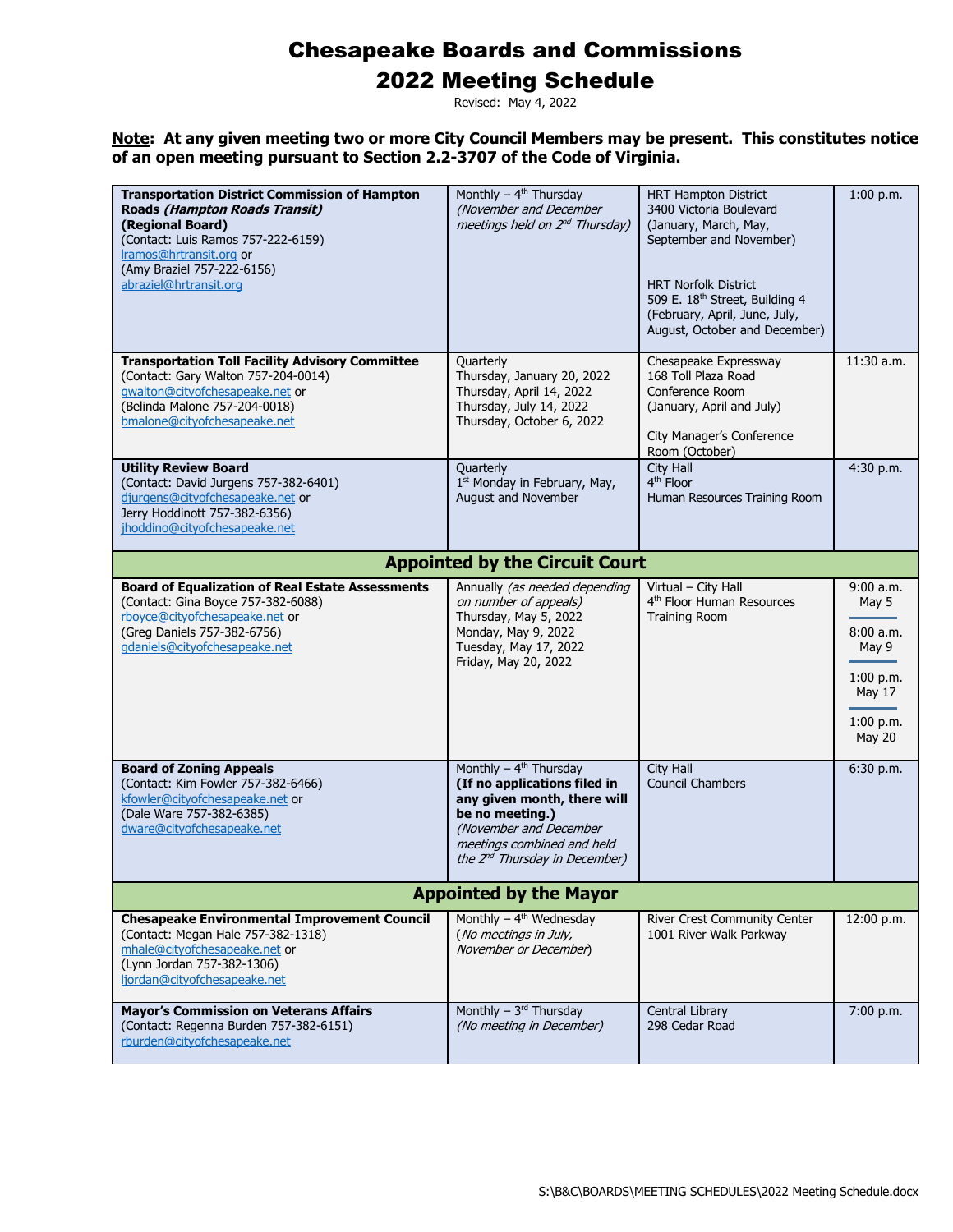# Chesapeake Boards and Commissions
# 2022 Meeting Schedule

Revised: May 4, 2022

**Note: At any given meeting two or more City Council Members may be present. This constitutes notice of an open meeting pursuant to Section 2.2-3707 of the Code of Virginia.**

| | | | |
|---|---|---|---|
| **Transportation District Commission of Hampton Roads *(Hampton Roads Transit)* (Regional Board)**<br>(Contact: Luis Ramos 757-222-6159)<br>lramos@hrtransit.org or<br>(Amy Braziel 757-222-6156)<br>abraziel@hrtransit.org | Monthly – 4th Thursday<br>*(November and December meetings held on 2nd Thursday)* | HRT Hampton District<br>3400 Victoria Boulevard<br>(January, March, May, September and November)<br><br>HRT Norfolk District<br>509 E. 18th Street, Building 4<br>(February, April, June, July, August, October and December) | 1:00 p.m. |
| **Transportation Toll Facility Advisory Committee**<br>(Contact: Gary Walton 757-204-0014)<br>gwalton@cityofchesapeake.net or<br>(Belinda Malone 757-204-0018)<br>bmalone@cityofchesapeake.net | Quarterly<br>Thursday, January 20, 2022<br>Thursday, April 14, 2022<br>Thursday, July 14, 2022<br>Thursday, October 6, 2022 | Chesapeake Expressway<br>168 Toll Plaza Road<br>Conference Room<br>(January, April and July)<br><br>City Manager's Conference Room (October) | 11:30 a.m. |
| **Utility Review Board**<br>(Contact: David Jurgens 757-382-6401)<br>djurgens@cityofchesapeake.net or<br>Jerry Hoddinott 757-382-6356)<br>jhoddino@cityofchesapeake.net | Quarterly<br>1st Monday in February, May, August and November | City Hall<br>4th Floor<br>Human Resources Training Room | 4:30 p.m. |
| **Appointed by the Circuit Court** | | | |
| **Board of Equalization of Real Estate Assessments**<br>(Contact: Gina Boyce 757-382-6088)<br>rboyce@cityofchesapeake.net or<br>(Greg Daniels 757-382-6756)<br>gdaniels@cityofchesapeake.net | Annually *(as needed depending on number of appeals)*<br>Thursday, May 5, 2022<br>Monday, May 9, 2022<br>Tuesday, May 17, 2022<br>Friday, May 20, 2022 | Virtual – City Hall<br>4th Floor Human Resources Training Room | 9:00 a.m. May 5<br>8:00 a.m. May 9<br>1:00 p.m. May 17<br>1:00 p.m. May 20 |
| **Board of Zoning Appeals**<br>(Contact: Kim Fowler 757-382-6466)<br>kfowler@cityofchesapeake.net or<br>(Dale Ware 757-382-6385)<br>dware@cityofchesapeake.net | Monthly – 4th Thursday<br>**(If no applications filed in any given month, there will be no meeting.)**<br>*(November and December meetings combined and held the 2nd Thursday in December)* | City Hall<br>Council Chambers | 6:30 p.m. |
| **Appointed by the Mayor** | | | |
| **Chesapeake Environmental Improvement Council**<br>(Contact: Megan Hale 757-382-1318)<br>mhale@cityofchesapeake.net or<br>(Lynn Jordan 757-382-1306)<br>ljordan@cityofchesapeake.net | Monthly – 4th Wednesday<br>(*No meetings in July, November or December*) | River Crest Community Center<br>1001 River Walk Parkway | 12:00 p.m. |
| **Mayor's Commission on Veterans Affairs**<br>(Contact: Regenna Burden 757-382-6151)<br>rburden@cityofchesapeake.net | Monthly – 3rd Thursday<br>*(No meeting in December)* | Central Library<br>298 Cedar Road | 7:00 p.m. |

S:\B&C\BOARDS\MEETING SCHEDULES\2022 Meeting Schedule.docx